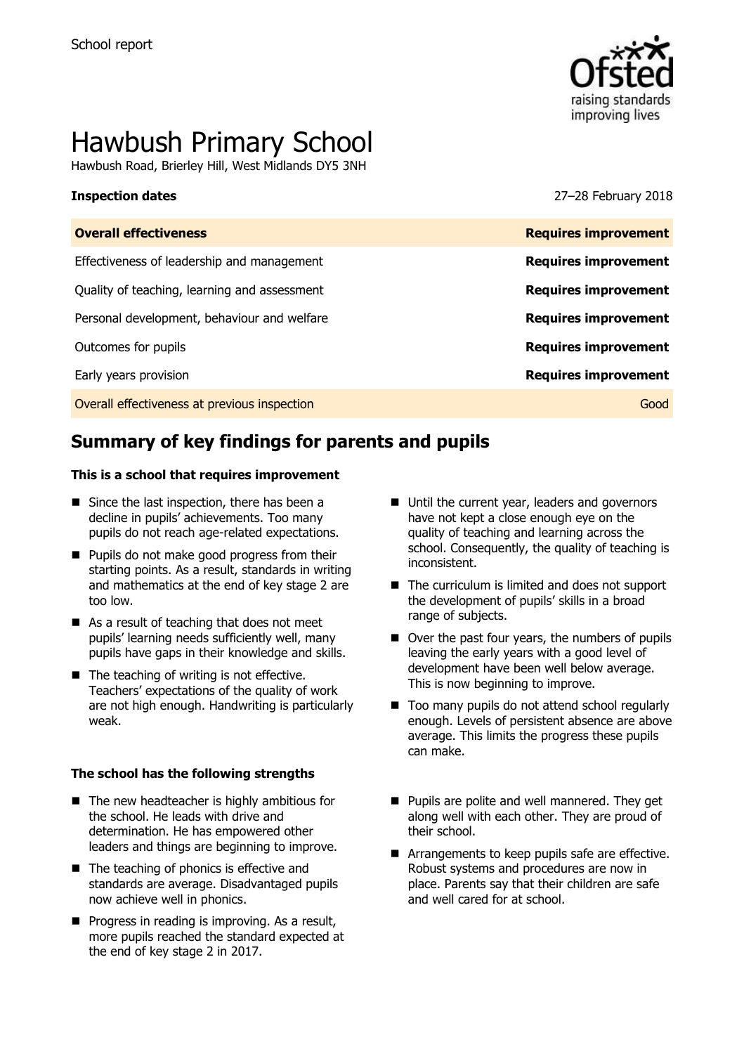School report

# Hawbush Primary School

Hawbush Road, Brierley Hill, West Midlands DY5 3NH

| **Inspection dates** | 27–28 February 2018 |
| --- | --- |
| **Overall effectiveness** | **Requires improvement** |
| Effectiveness of leadership and management | **Requires improvement** |
| Quality of teaching, learning and assessment | **Requires improvement** |
| Personal development, behaviour and welfare | **Requires improvement** |
| Outcomes for pupils | **Requires improvement** |
| Early years provision | **Requires improvement** |
| Overall effectiveness at previous inspection | Good |

## Summary of key findings for parents and pupils

**This is a school that requires improvement**

- Since the last inspection, there has been a decline in pupils' achievements. Too many pupils do not reach age-related expectations.
- Pupils do not make good progress from their starting points. As a result, standards in writing and mathematics at the end of key stage 2 are too low.
- As a result of teaching that does not meet pupils' learning needs sufficiently well, many pupils have gaps in their knowledge and skills.
- The teaching of writing is not effective. Teachers' expectations of the quality of work are not high enough. Handwriting is particularly weak.
- Until the current year, leaders and governors have not kept a close enough eye on the quality of teaching and learning across the school. Consequently, the quality of teaching is inconsistent.
- The curriculum is limited and does not support the development of pupils' skills in a broad range of subjects.
- Over the past four years, the numbers of pupils leaving the early years with a good level of development have been well below average. This is now beginning to improve.
- Too many pupils do not attend school regularly enough. Levels of persistent absence are above average. This limits the progress these pupils can make.

**The school has the following strengths**

- The new headteacher is highly ambitious for the school. He leads with drive and determination. He has empowered other leaders and things are beginning to improve.
- The teaching of phonics is effective and standards are average. Disadvantaged pupils now achieve well in phonics.
- Progress in reading is improving. As a result, more pupils reached the standard expected at the end of key stage 2 in 2017.
- Pupils are polite and well mannered. They get along well with each other. They are proud of their school.
- Arrangements to keep pupils safe are effective. Robust systems and procedures are now in place. Parents say that their children are safe and well cared for at school.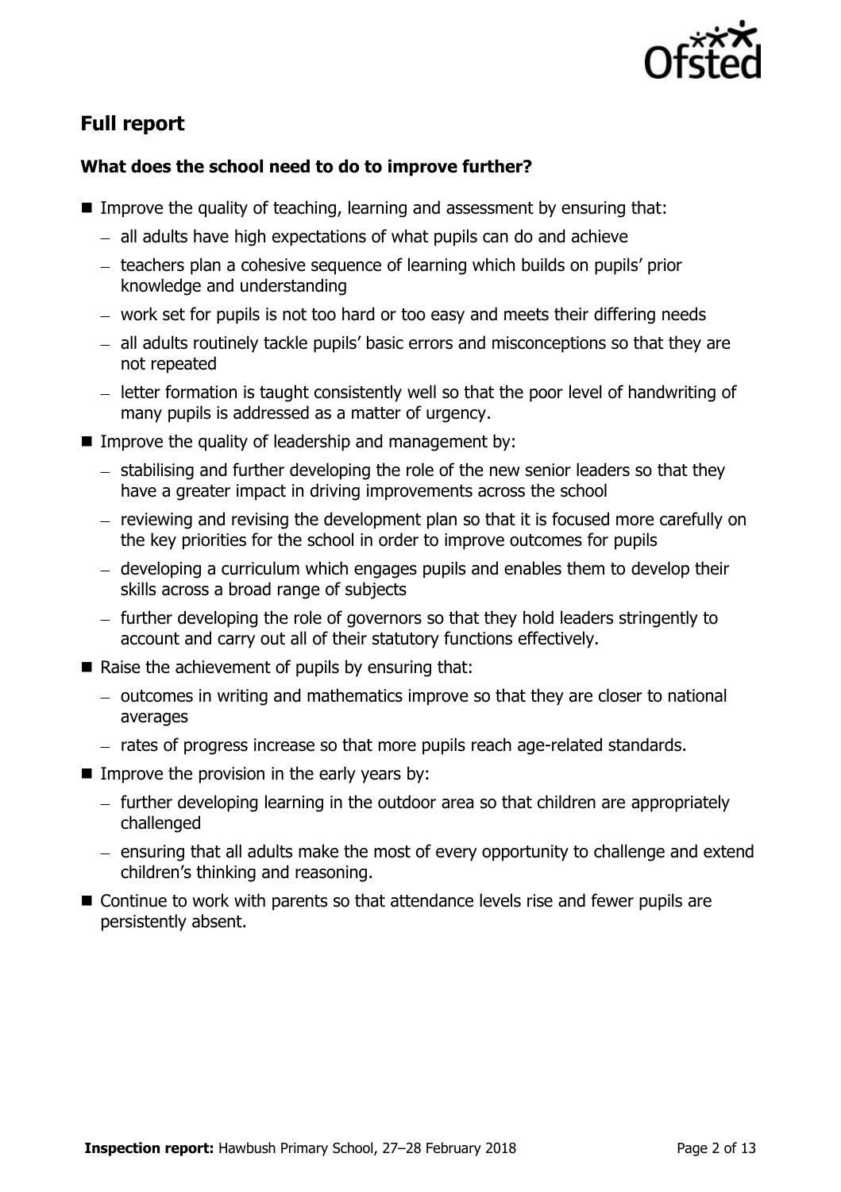## Full report

### What does the school need to do to improve further?

- Improve the quality of teaching, learning and assessment by ensuring that:
  - all adults have high expectations of what pupils can do and achieve
  - teachers plan a cohesive sequence of learning which builds on pupils' prior knowledge and understanding
  - work set for pupils is not too hard or too easy and meets their differing needs
  - all adults routinely tackle pupils' basic errors and misconceptions so that they are not repeated
  - letter formation is taught consistently well so that the poor level of handwriting of many pupils is addressed as a matter of urgency.
- Improve the quality of leadership and management by:
  - stabilising and further developing the role of the new senior leaders so that they have a greater impact in driving improvements across the school
  - reviewing and revising the development plan so that it is focused more carefully on the key priorities for the school in order to improve outcomes for pupils
  - developing a curriculum which engages pupils and enables them to develop their skills across a broad range of subjects
  - further developing the role of governors so that they hold leaders stringently to account and carry out all of their statutory functions effectively.
- Raise the achievement of pupils by ensuring that:
  - outcomes in writing and mathematics improve so that they are closer to national averages
  - rates of progress increase so that more pupils reach age-related standards.
- Improve the provision in the early years by:
  - further developing learning in the outdoor area so that children are appropriately challenged
  - ensuring that all adults make the most of every opportunity to challenge and extend children's thinking and reasoning.
- Continue to work with parents so that attendance levels rise and fewer pupils are persistently absent.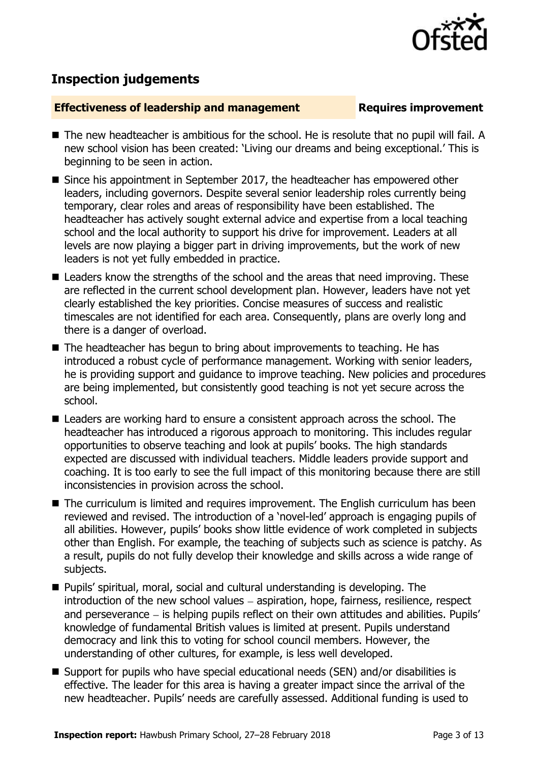## Inspection judgements

**Effectiveness of leadership and management** **Requires improvement**

- The new headteacher is ambitious for the school. He is resolute that no pupil will fail. A new school vision has been created: 'Living our dreams and being exceptional.' This is beginning to be seen in action.
- Since his appointment in September 2017, the headteacher has empowered other leaders, including governors. Despite several senior leadership roles currently being temporary, clear roles and areas of responsibility have been established. The headteacher has actively sought external advice and expertise from a local teaching school and the local authority to support his drive for improvement. Leaders at all levels are now playing a bigger part in driving improvements, but the work of new leaders is not yet fully embedded in practice.
- Leaders know the strengths of the school and the areas that need improving. These are reflected in the current school development plan. However, leaders have not yet clearly established the key priorities. Concise measures of success and realistic timescales are not identified for each area. Consequently, plans are overly long and there is a danger of overload.
- The headteacher has begun to bring about improvements to teaching. He has introduced a robust cycle of performance management. Working with senior leaders, he is providing support and guidance to improve teaching. New policies and procedures are being implemented, but consistently good teaching is not yet secure across the school.
- Leaders are working hard to ensure a consistent approach across the school. The headteacher has introduced a rigorous approach to monitoring. This includes regular opportunities to observe teaching and look at pupils' books. The high standards expected are discussed with individual teachers. Middle leaders provide support and coaching. It is too early to see the full impact of this monitoring because there are still inconsistencies in provision across the school.
- The curriculum is limited and requires improvement. The English curriculum has been reviewed and revised. The introduction of a 'novel-led' approach is engaging pupils of all abilities. However, pupils' books show little evidence of work completed in subjects other than English. For example, the teaching of subjects such as science is patchy. As a result, pupils do not fully develop their knowledge and skills across a wide range of subjects.
- Pupils' spiritual, moral, social and cultural understanding is developing. The introduction of the new school values – aspiration, hope, fairness, resilience, respect and perseverance – is helping pupils reflect on their own attitudes and abilities. Pupils' knowledge of fundamental British values is limited at present. Pupils understand democracy and link this to voting for school council members. However, the understanding of other cultures, for example, is less well developed.
- Support for pupils who have special educational needs (SEN) and/or disabilities is effective. The leader for this area is having a greater impact since the arrival of the new headteacher. Pupils' needs are carefully assessed. Additional funding is used to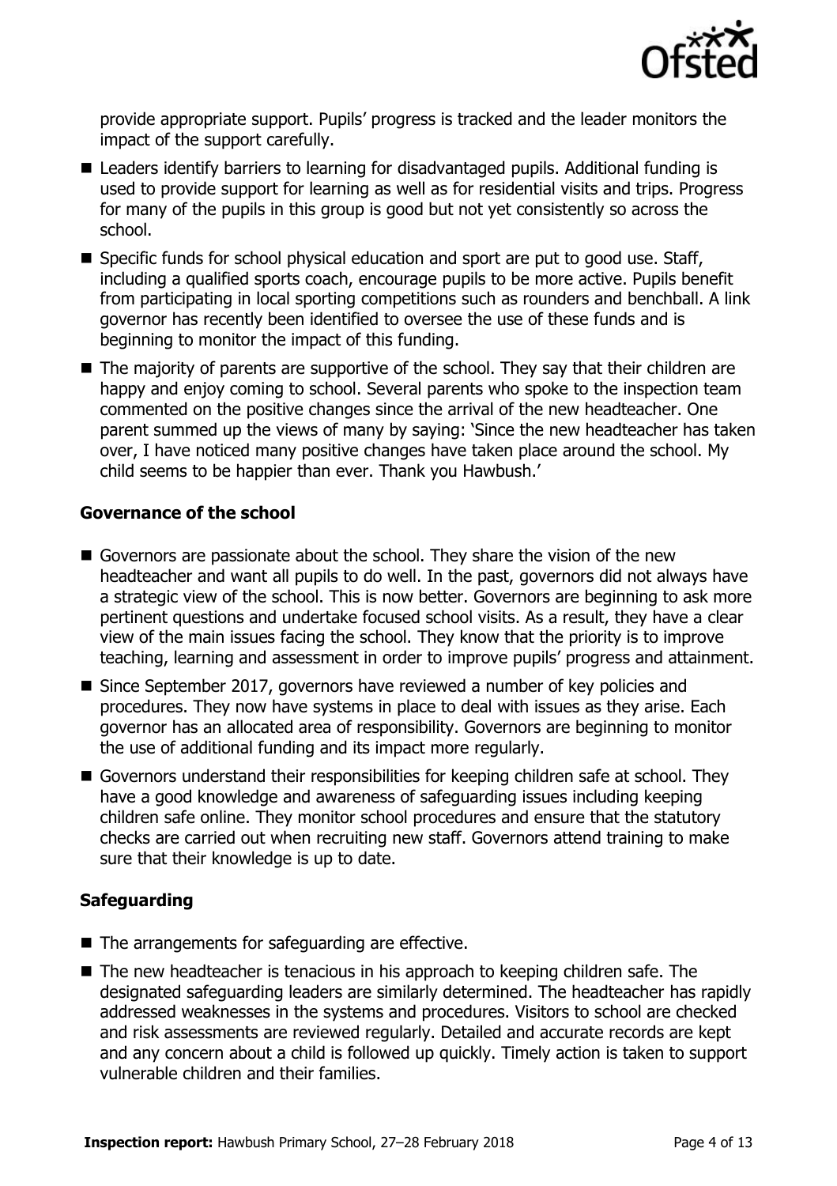provide appropriate support. Pupils' progress is tracked and the leader monitors the impact of the support carefully.

- Leaders identify barriers to learning for disadvantaged pupils. Additional funding is used to provide support for learning as well as for residential visits and trips. Progress for many of the pupils in this group is good but not yet consistently so across the school.
- Specific funds for school physical education and sport are put to good use. Staff, including a qualified sports coach, encourage pupils to be more active. Pupils benefit from participating in local sporting competitions such as rounders and benchball. A link governor has recently been identified to oversee the use of these funds and is beginning to monitor the impact of this funding.
- The majority of parents are supportive of the school. They say that their children are happy and enjoy coming to school. Several parents who spoke to the inspection team commented on the positive changes since the arrival of the new headteacher. One parent summed up the views of many by saying: 'Since the new headteacher has taken over, I have noticed many positive changes have taken place around the school. My child seems to be happier than ever. Thank you Hawbush.'

### Governance of the school

- Governors are passionate about the school. They share the vision of the new headteacher and want all pupils to do well. In the past, governors did not always have a strategic view of the school. This is now better. Governors are beginning to ask more pertinent questions and undertake focused school visits. As a result, they have a clear view of the main issues facing the school. They know that the priority is to improve teaching, learning and assessment in order to improve pupils' progress and attainment.
- Since September 2017, governors have reviewed a number of key policies and procedures. They now have systems in place to deal with issues as they arise. Each governor has an allocated area of responsibility. Governors are beginning to monitor the use of additional funding and its impact more regularly.
- Governors understand their responsibilities for keeping children safe at school. They have a good knowledge and awareness of safeguarding issues including keeping children safe online. They monitor school procedures and ensure that the statutory checks are carried out when recruiting new staff. Governors attend training to make sure that their knowledge is up to date.

### Safeguarding

- The arrangements for safeguarding are effective.
- The new headteacher is tenacious in his approach to keeping children safe. The designated safeguarding leaders are similarly determined. The headteacher has rapidly addressed weaknesses in the systems and procedures. Visitors to school are checked and risk assessments are reviewed regularly. Detailed and accurate records are kept and any concern about a child is followed up quickly. Timely action is taken to support vulnerable children and their families.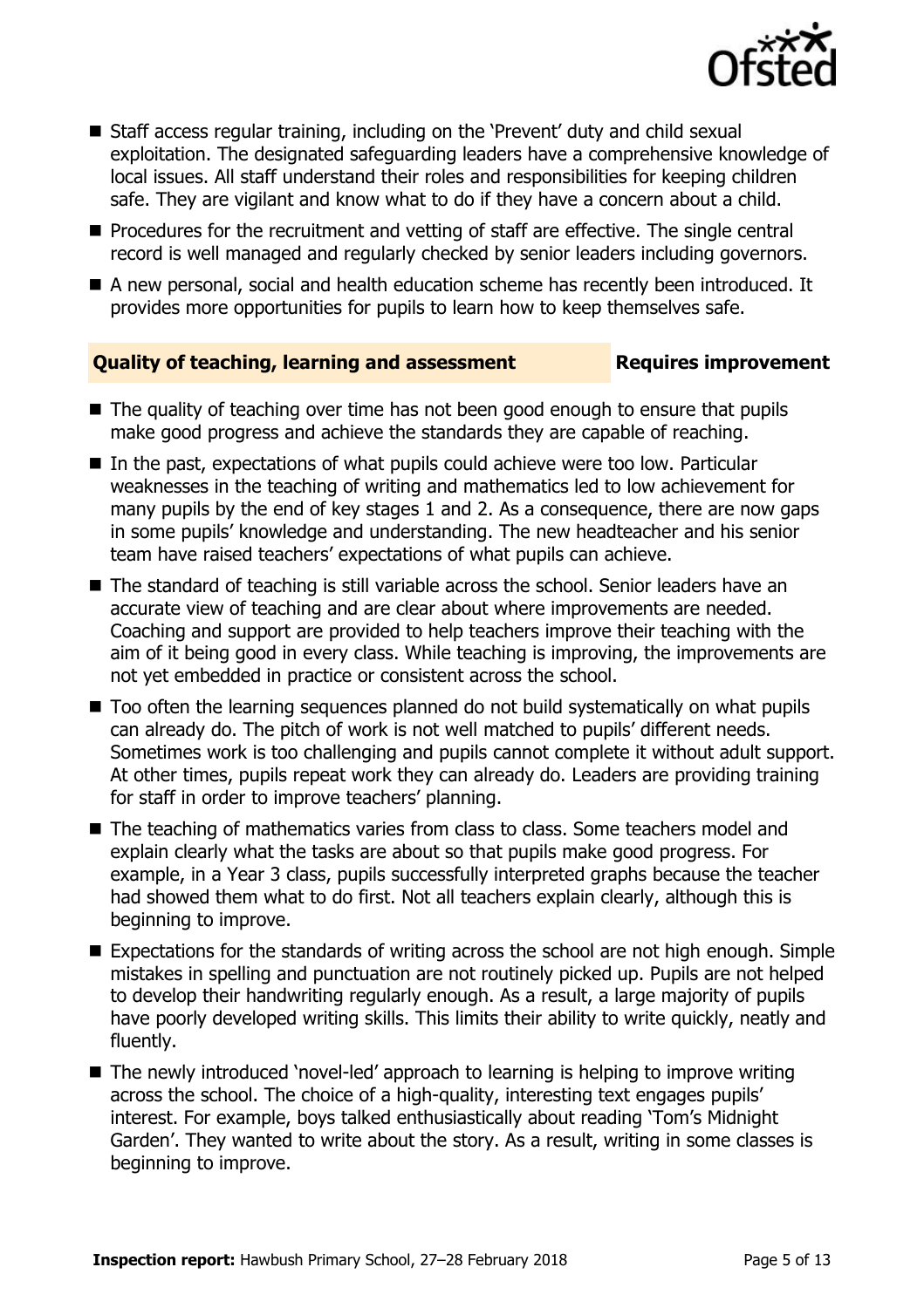- Staff access regular training, including on the 'Prevent' duty and child sexual exploitation. The designated safeguarding leaders have a comprehensive knowledge of local issues. All staff understand their roles and responsibilities for keeping children safe. They are vigilant and know what to do if they have a concern about a child.
- Procedures for the recruitment and vetting of staff are effective. The single central record is well managed and regularly checked by senior leaders including governors.
- A new personal, social and health education scheme has recently been introduced. It provides more opportunities for pupils to learn how to keep themselves safe.

### Quality of teaching, learning and assessment — Requires improvement

- The quality of teaching over time has not been good enough to ensure that pupils make good progress and achieve the standards they are capable of reaching.
- In the past, expectations of what pupils could achieve were too low. Particular weaknesses in the teaching of writing and mathematics led to low achievement for many pupils by the end of key stages 1 and 2. As a consequence, there are now gaps in some pupils' knowledge and understanding. The new headteacher and his senior team have raised teachers' expectations of what pupils can achieve.
- The standard of teaching is still variable across the school. Senior leaders have an accurate view of teaching and are clear about where improvements are needed. Coaching and support are provided to help teachers improve their teaching with the aim of it being good in every class. While teaching is improving, the improvements are not yet embedded in practice or consistent across the school.
- Too often the learning sequences planned do not build systematically on what pupils can already do. The pitch of work is not well matched to pupils' different needs. Sometimes work is too challenging and pupils cannot complete it without adult support. At other times, pupils repeat work they can already do. Leaders are providing training for staff in order to improve teachers' planning.
- The teaching of mathematics varies from class to class. Some teachers model and explain clearly what the tasks are about so that pupils make good progress. For example, in a Year 3 class, pupils successfully interpreted graphs because the teacher had showed them what to do first. Not all teachers explain clearly, although this is beginning to improve.
- Expectations for the standards of writing across the school are not high enough. Simple mistakes in spelling and punctuation are not routinely picked up. Pupils are not helped to develop their handwriting regularly enough. As a result, a large majority of pupils have poorly developed writing skills. This limits their ability to write quickly, neatly and fluently.
- The newly introduced 'novel-led' approach to learning is helping to improve writing across the school. The choice of a high-quality, interesting text engages pupils' interest. For example, boys talked enthusiastically about reading 'Tom's Midnight Garden'. They wanted to write about the story. As a result, writing in some classes is beginning to improve.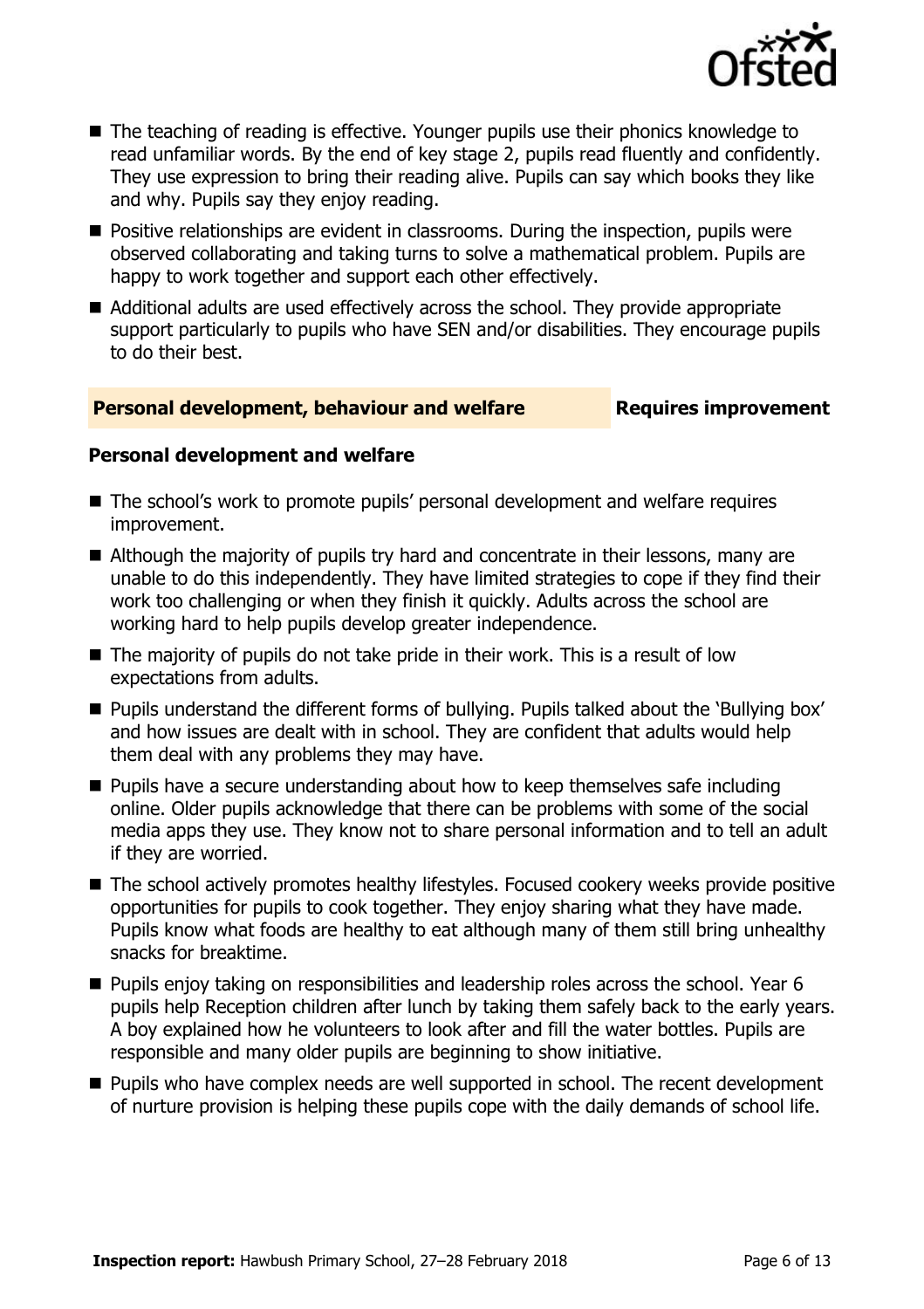- The teaching of reading is effective. Younger pupils use their phonics knowledge to read unfamiliar words. By the end of key stage 2, pupils read fluently and confidently. They use expression to bring their reading alive. Pupils can say which books they like and why. Pupils say they enjoy reading.
- Positive relationships are evident in classrooms. During the inspection, pupils were observed collaborating and taking turns to solve a mathematical problem. Pupils are happy to work together and support each other effectively.
- Additional adults are used effectively across the school. They provide appropriate support particularly to pupils who have SEN and/or disabilities. They encourage pupils to do their best.

## Personal development, behaviour and welfare — Requires improvement

### Personal development and welfare

- The school's work to promote pupils' personal development and welfare requires improvement.
- Although the majority of pupils try hard and concentrate in their lessons, many are unable to do this independently. They have limited strategies to cope if they find their work too challenging or when they finish it quickly. Adults across the school are working hard to help pupils develop greater independence.
- The majority of pupils do not take pride in their work. This is a result of low expectations from adults.
- Pupils understand the different forms of bullying. Pupils talked about the 'Bullying box' and how issues are dealt with in school. They are confident that adults would help them deal with any problems they may have.
- Pupils have a secure understanding about how to keep themselves safe including online. Older pupils acknowledge that there can be problems with some of the social media apps they use. They know not to share personal information and to tell an adult if they are worried.
- The school actively promotes healthy lifestyles. Focused cookery weeks provide positive opportunities for pupils to cook together. They enjoy sharing what they have made. Pupils know what foods are healthy to eat although many of them still bring unhealthy snacks for breaktime.
- Pupils enjoy taking on responsibilities and leadership roles across the school. Year 6 pupils help Reception children after lunch by taking them safely back to the early years. A boy explained how he volunteers to look after and fill the water bottles. Pupils are responsible and many older pupils are beginning to show initiative.
- Pupils who have complex needs are well supported in school. The recent development of nurture provision is helping these pupils cope with the daily demands of school life.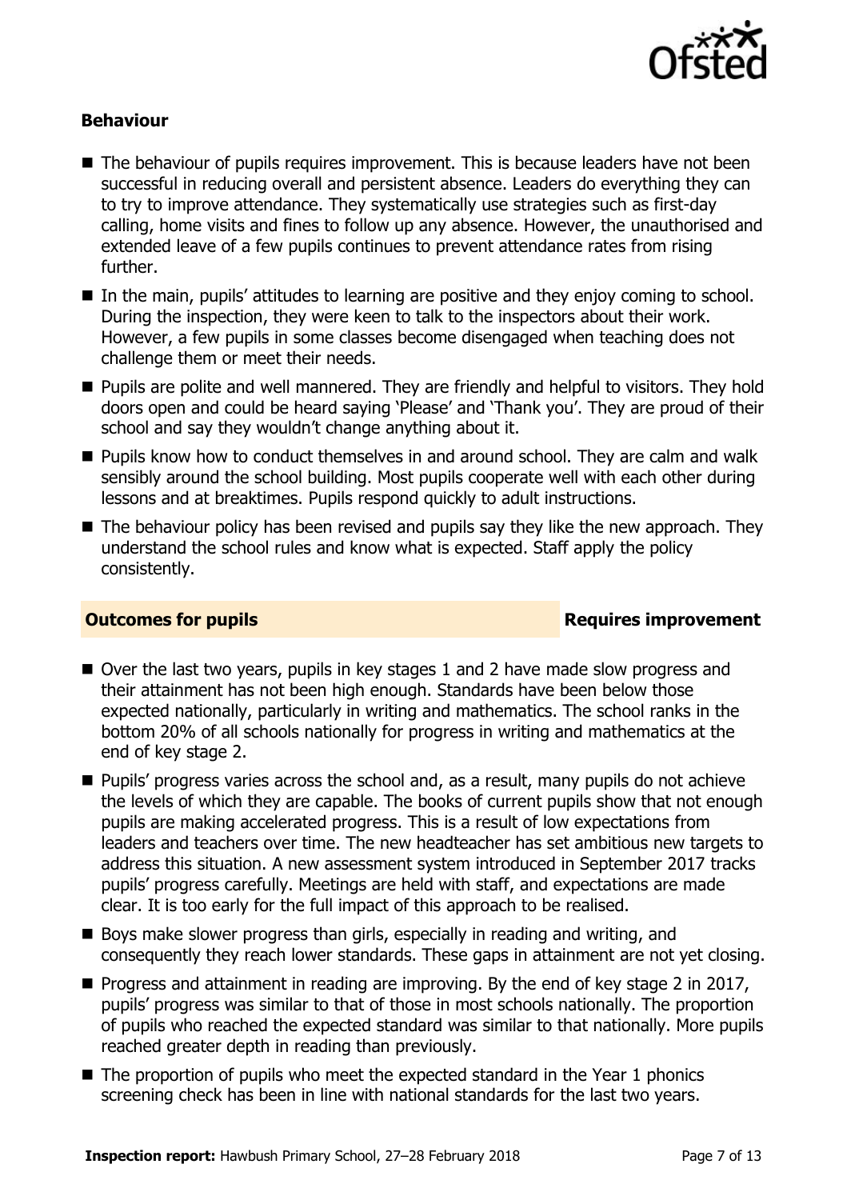### Behaviour

- The behaviour of pupils requires improvement. This is because leaders have not been successful in reducing overall and persistent absence. Leaders do everything they can to try to improve attendance. They systematically use strategies such as first-day calling, home visits and fines to follow up any absence. However, the unauthorised and extended leave of a few pupils continues to prevent attendance rates from rising further.
- In the main, pupils' attitudes to learning are positive and they enjoy coming to school. During the inspection, they were keen to talk to the inspectors about their work. However, a few pupils in some classes become disengaged when teaching does not challenge them or meet their needs.
- Pupils are polite and well mannered. They are friendly and helpful to visitors. They hold doors open and could be heard saying 'Please' and 'Thank you'. They are proud of their school and say they wouldn't change anything about it.
- Pupils know how to conduct themselves in and around school. They are calm and walk sensibly around the school building. Most pupils cooperate well with each other during lessons and at breaktimes. Pupils respond quickly to adult instructions.
- The behaviour policy has been revised and pupils say they like the new approach. They understand the school rules and know what is expected. Staff apply the policy consistently.

## Outcomes for pupils — Requires improvement

- Over the last two years, pupils in key stages 1 and 2 have made slow progress and their attainment has not been high enough. Standards have been below those expected nationally, particularly in writing and mathematics. The school ranks in the bottom 20% of all schools nationally for progress in writing and mathematics at the end of key stage 2.
- Pupils' progress varies across the school and, as a result, many pupils do not achieve the levels of which they are capable. The books of current pupils show that not enough pupils are making accelerated progress. This is a result of low expectations from leaders and teachers over time. The new headteacher has set ambitious new targets to address this situation. A new assessment system introduced in September 2017 tracks pupils' progress carefully. Meetings are held with staff, and expectations are made clear. It is too early for the full impact of this approach to be realised.
- Boys make slower progress than girls, especially in reading and writing, and consequently they reach lower standards. These gaps in attainment are not yet closing.
- Progress and attainment in reading are improving. By the end of key stage 2 in 2017, pupils' progress was similar to that of those in most schools nationally. The proportion of pupils who reached the expected standard was similar to that nationally. More pupils reached greater depth in reading than previously.
- The proportion of pupils who meet the expected standard in the Year 1 phonics screening check has been in line with national standards for the last two years.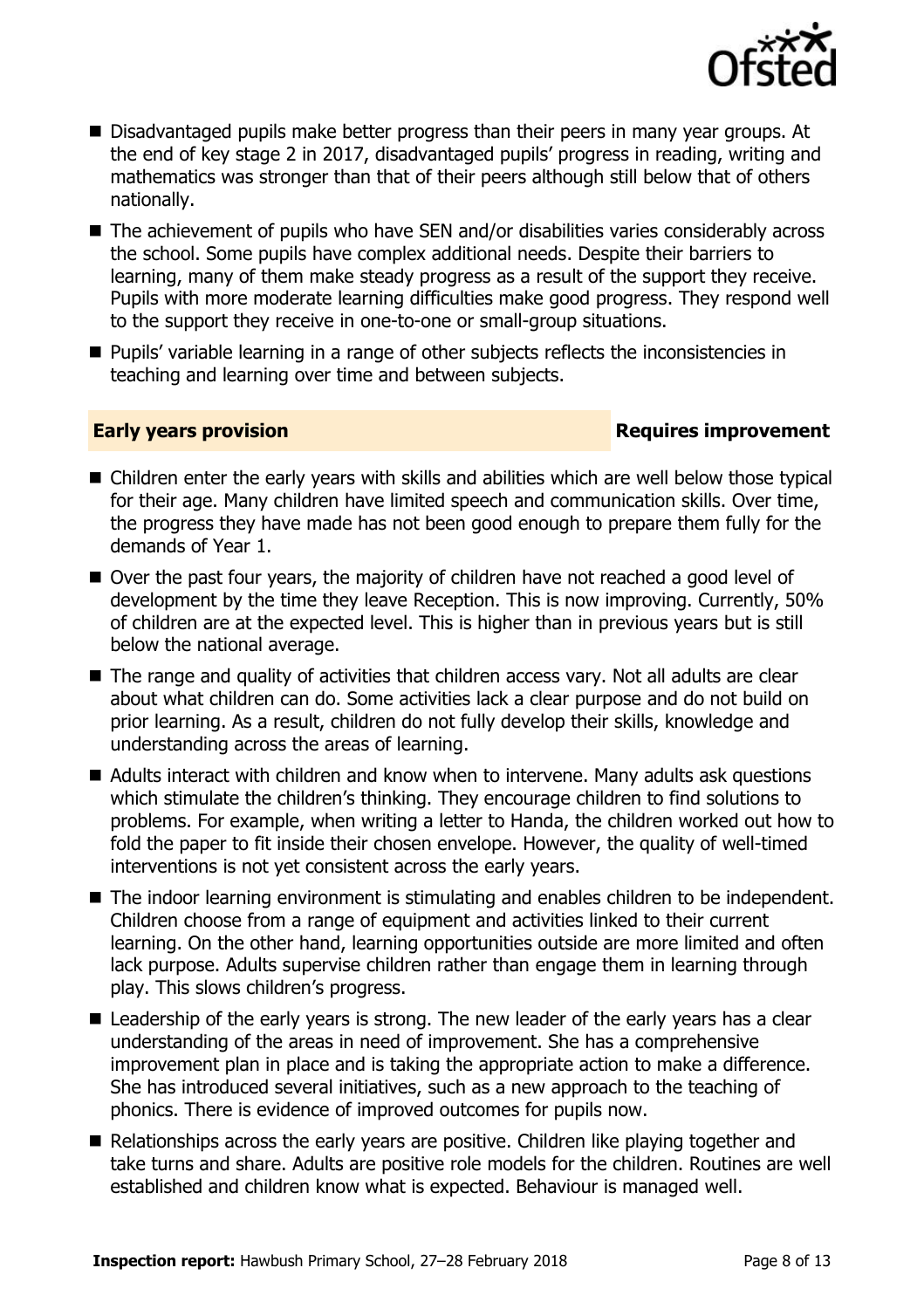- Disadvantaged pupils make better progress than their peers in many year groups. At the end of key stage 2 in 2017, disadvantaged pupils' progress in reading, writing and mathematics was stronger than that of their peers although still below that of others nationally.
- The achievement of pupils who have SEN and/or disabilities varies considerably across the school. Some pupils have complex additional needs. Despite their barriers to learning, many of them make steady progress as a result of the support they receive. Pupils with more moderate learning difficulties make good progress. They respond well to the support they receive in one-to-one or small-group situations.
- Pupils' variable learning in a range of other subjects reflects the inconsistencies in teaching and learning over time and between subjects.

## Early years provision — Requires improvement

- Children enter the early years with skills and abilities which are well below those typical for their age. Many children have limited speech and communication skills. Over time, the progress they have made has not been good enough to prepare them fully for the demands of Year 1.
- Over the past four years, the majority of children have not reached a good level of development by the time they leave Reception. This is now improving. Currently, 50% of children are at the expected level. This is higher than in previous years but is still below the national average.
- The range and quality of activities that children access vary. Not all adults are clear about what children can do. Some activities lack a clear purpose and do not build on prior learning. As a result, children do not fully develop their skills, knowledge and understanding across the areas of learning.
- Adults interact with children and know when to intervene. Many adults ask questions which stimulate the children's thinking. They encourage children to find solutions to problems. For example, when writing a letter to Handa, the children worked out how to fold the paper to fit inside their chosen envelope. However, the quality of well-timed interventions is not yet consistent across the early years.
- The indoor learning environment is stimulating and enables children to be independent. Children choose from a range of equipment and activities linked to their current learning. On the other hand, learning opportunities outside are more limited and often lack purpose. Adults supervise children rather than engage them in learning through play. This slows children's progress.
- Leadership of the early years is strong. The new leader of the early years has a clear understanding of the areas in need of improvement. She has a comprehensive improvement plan in place and is taking the appropriate action to make a difference. She has introduced several initiatives, such as a new approach to the teaching of phonics. There is evidence of improved outcomes for pupils now.
- Relationships across the early years are positive. Children like playing together and take turns and share. Adults are positive role models for the children. Routines are well established and children know what is expected. Behaviour is managed well.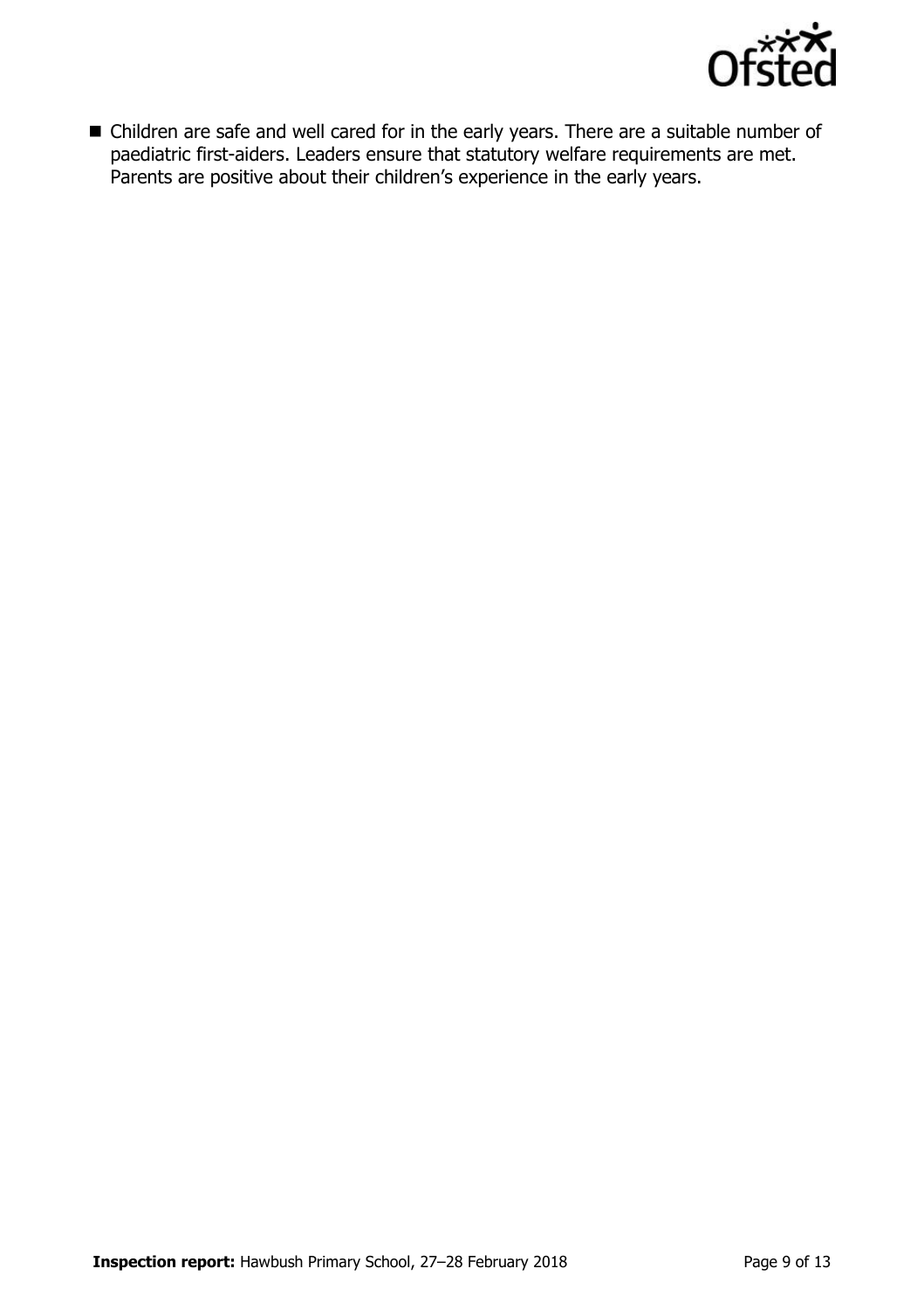- Children are safe and well cared for in the early years. There are a suitable number of paediatric first-aiders. Leaders ensure that statutory welfare requirements are met. Parents are positive about their children's experience in the early years.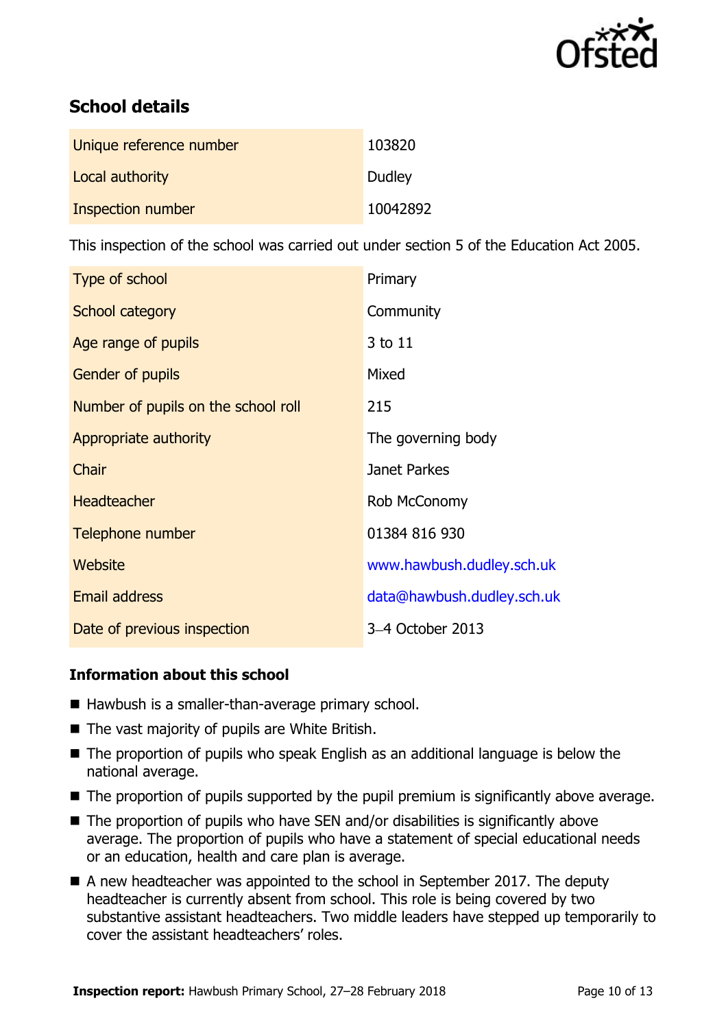## School details

| | |
|---|---|
| Unique reference number | 103820 |
| Local authority | Dudley |
| Inspection number | 10042892 |

This inspection of the school was carried out under section 5 of the Education Act 2005.

| | |
|---|---|
| Type of school | Primary |
| School category | Community |
| Age range of pupils | 3 to 11 |
| Gender of pupils | Mixed |
| Number of pupils on the school roll | 215 |
| Appropriate authority | The governing body |
| Chair | Janet Parkes |
| Headteacher | Rob McConomy |
| Telephone number | 01384 816 930 |
| Website | www.hawbush.dudley.sch.uk |
| Email address | data@hawbush.dudley.sch.uk |
| Date of previous inspection | 3–4 October 2013 |

### Information about this school

- Hawbush is a smaller-than-average primary school.
- The vast majority of pupils are White British.
- The proportion of pupils who speak English as an additional language is below the national average.
- The proportion of pupils supported by the pupil premium is significantly above average.
- The proportion of pupils who have SEN and/or disabilities is significantly above average. The proportion of pupils who have a statement of special educational needs or an education, health and care plan is average.
- A new headteacher was appointed to the school in September 2017. The deputy headteacher is currently absent from school. This role is being covered by two substantive assistant headteachers. Two middle leaders have stepped up temporarily to cover the assistant headteachers' roles.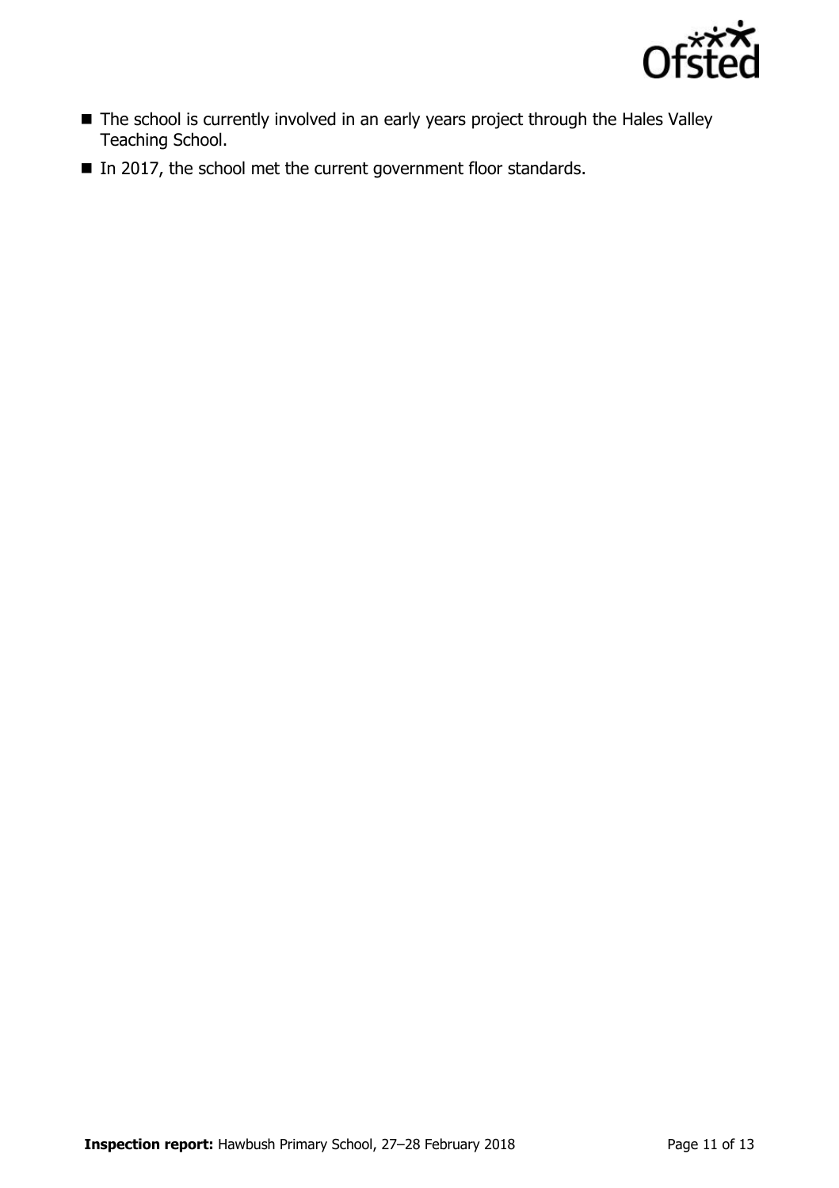- The school is currently involved in an early years project through the Hales Valley Teaching School.
- In 2017, the school met the current government floor standards.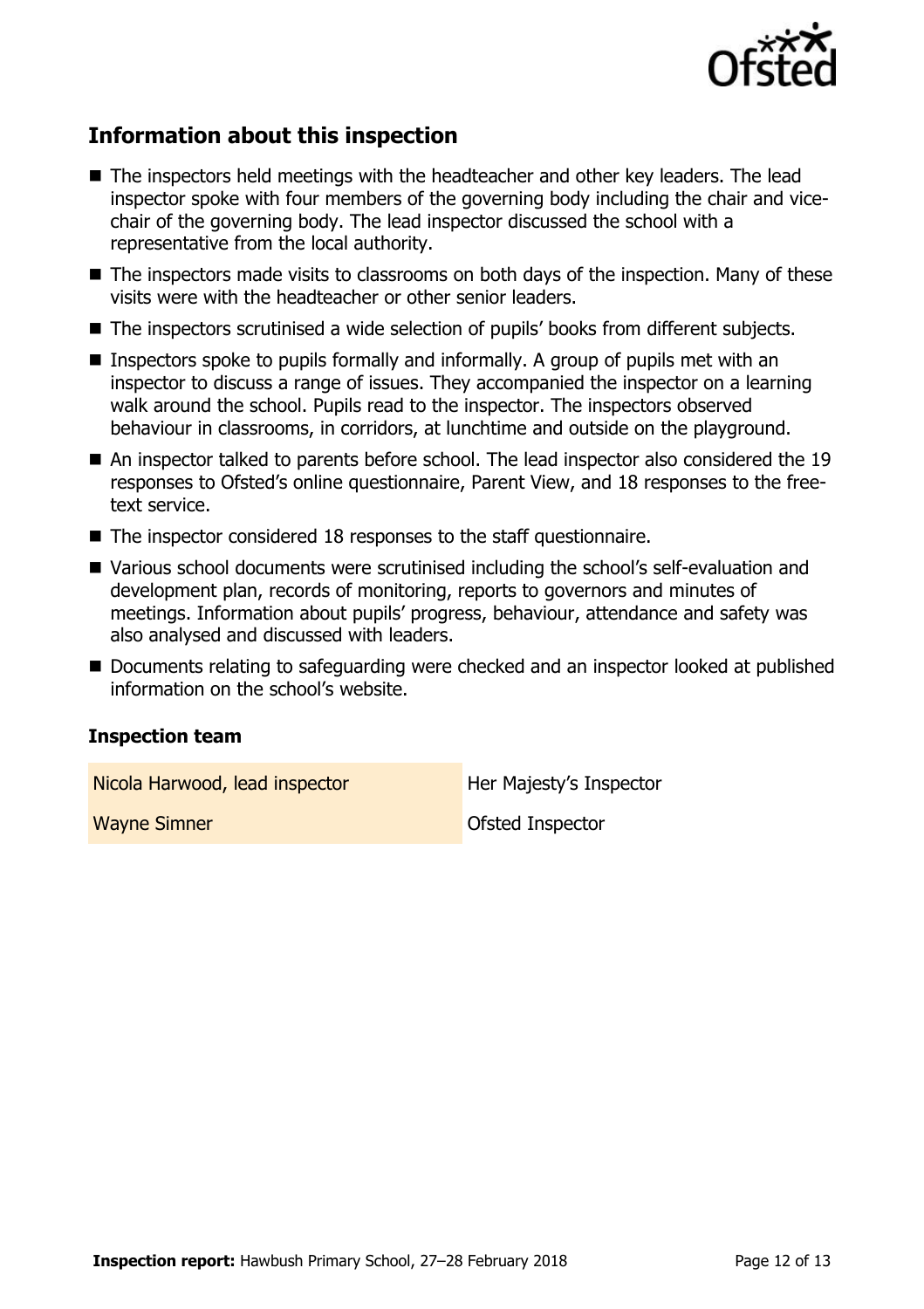## Information about this inspection

- The inspectors held meetings with the headteacher and other key leaders. The lead inspector spoke with four members of the governing body including the chair and vice-chair of the governing body. The lead inspector discussed the school with a representative from the local authority.
- The inspectors made visits to classrooms on both days of the inspection. Many of these visits were with the headteacher or other senior leaders.
- The inspectors scrutinised a wide selection of pupils' books from different subjects.
- Inspectors spoke to pupils formally and informally. A group of pupils met with an inspector to discuss a range of issues. They accompanied the inspector on a learning walk around the school. Pupils read to the inspector. The inspectors observed behaviour in classrooms, in corridors, at lunchtime and outside on the playground.
- An inspector talked to parents before school. The lead inspector also considered the 19 responses to Ofsted's online questionnaire, Parent View, and 18 responses to the free-text service.
- The inspector considered 18 responses to the staff questionnaire.
- Various school documents were scrutinised including the school's self-evaluation and development plan, records of monitoring, reports to governors and minutes of meetings. Information about pupils' progress, behaviour, attendance and safety was also analysed and discussed with leaders.
- Documents relating to safeguarding were checked and an inspector looked at published information on the school's website.

### Inspection team

| | |
|---|---|
| Nicola Harwood, lead inspector | Her Majesty's Inspector |
| Wayne Simner | Ofsted Inspector |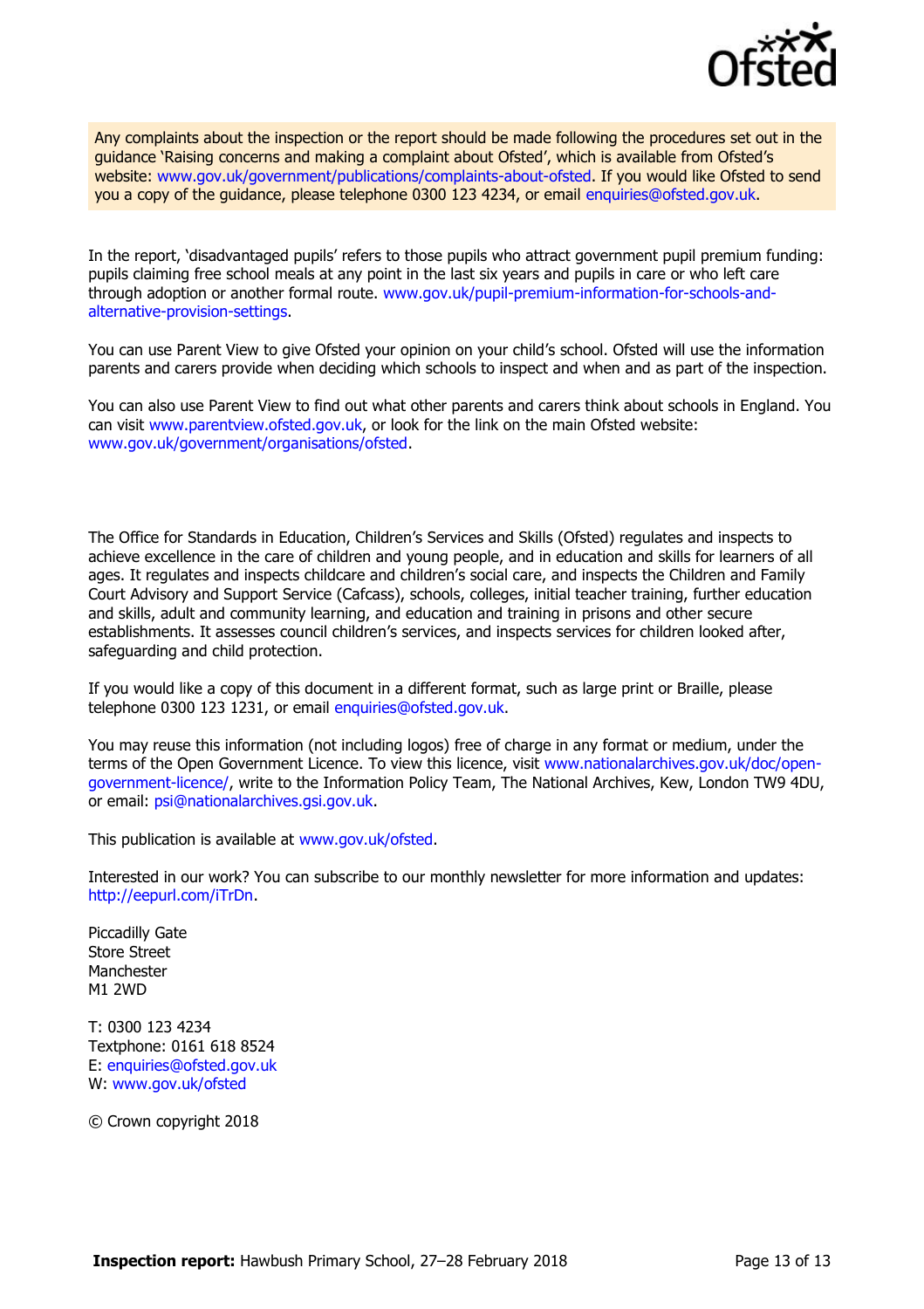Any complaints about the inspection or the report should be made following the procedures set out in the guidance 'Raising concerns and making a complaint about Ofsted', which is available from Ofsted's website: www.gov.uk/government/publications/complaints-about-ofsted. If you would like Ofsted to send you a copy of the guidance, please telephone 0300 123 4234, or email enquiries@ofsted.gov.uk.

In the report, 'disadvantaged pupils' refers to those pupils who attract government pupil premium funding: pupils claiming free school meals at any point in the last six years and pupils in care or who left care through adoption or another formal route. www.gov.uk/pupil-premium-information-for-schools-and-alternative-provision-settings.

You can use Parent View to give Ofsted your opinion on your child's school. Ofsted will use the information parents and carers provide when deciding which schools to inspect and when and as part of the inspection.

You can also use Parent View to find out what other parents and carers think about schools in England. You can visit www.parentview.ofsted.gov.uk, or look for the link on the main Ofsted website: www.gov.uk/government/organisations/ofsted.

The Office for Standards in Education, Children's Services and Skills (Ofsted) regulates and inspects to achieve excellence in the care of children and young people, and in education and skills for learners of all ages. It regulates and inspects childcare and children's social care, and inspects the Children and Family Court Advisory and Support Service (Cafcass), schools, colleges, initial teacher training, further education and skills, adult and community learning, and education and training in prisons and other secure establishments. It assesses council children's services, and inspects services for children looked after, safeguarding and child protection.

If you would like a copy of this document in a different format, such as large print or Braille, please telephone 0300 123 1231, or email enquiries@ofsted.gov.uk.

You may reuse this information (not including logos) free of charge in any format or medium, under the terms of the Open Government Licence. To view this licence, visit www.nationalarchives.gov.uk/doc/open-government-licence/, write to the Information Policy Team, The National Archives, Kew, London TW9 4DU, or email: psi@nationalarchives.gsi.gov.uk.

This publication is available at www.gov.uk/ofsted.

Interested in our work? You can subscribe to our monthly newsletter for more information and updates: http://eepurl.com/iTrDn.

Piccadilly Gate
Store Street
Manchester
M1 2WD

T: 0300 123 4234
Textphone: 0161 618 8524
E: enquiries@ofsted.gov.uk
W: www.gov.uk/ofsted

© Crown copyright 2018